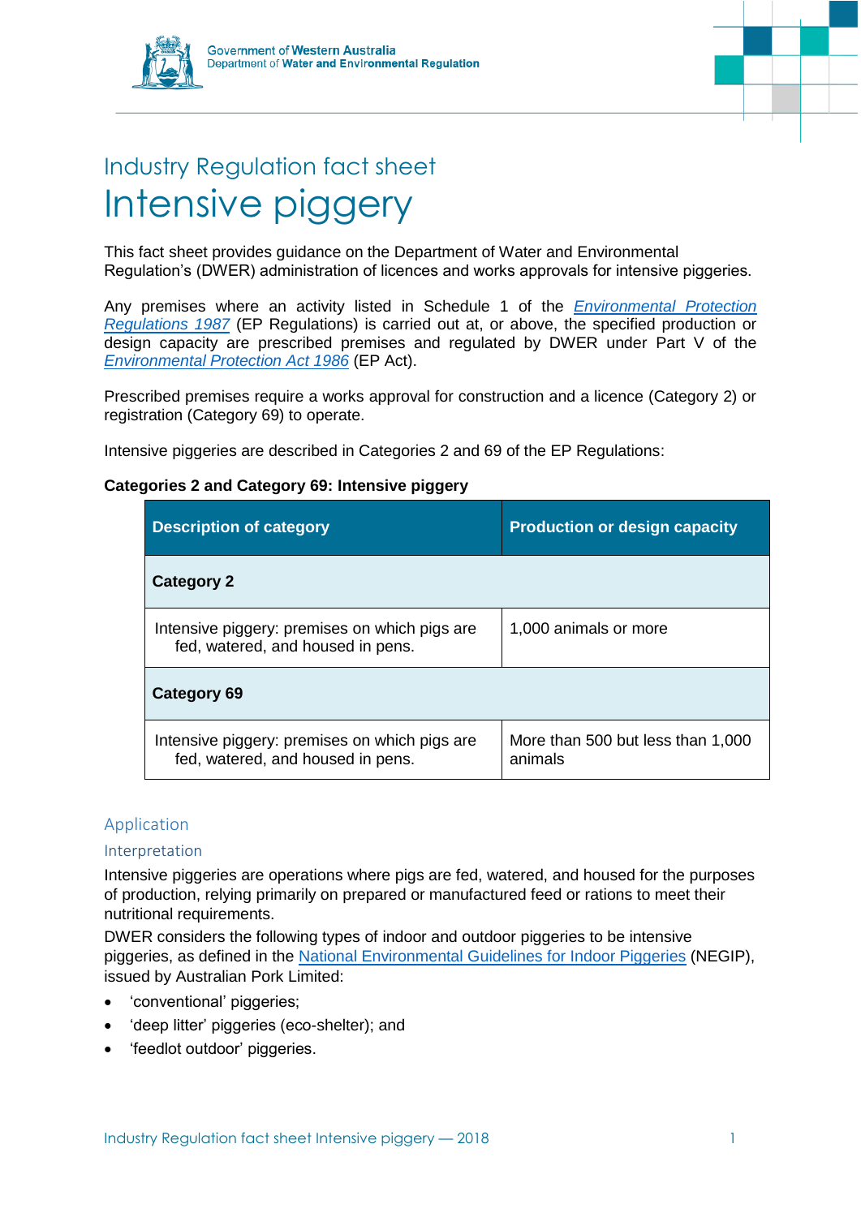Government of Western Australia
Department of Water and Environmental Regulation

# Industry Regulation fact sheet

# Intensive piggery

This fact sheet provides guidance on the Department of Water and Environmental Regulation's (DWER) administration of licences and works approvals for intensive piggeries.

Any premises where an activity listed in Schedule 1 of the *Environmental Protection Regulations 1987* (EP Regulations) is carried out at, or above, the specified production or design capacity are prescribed premises and regulated by DWER under Part V of the *Environmental Protection Act 1986* (EP Act).

Prescribed premises require a works approval for construction and a licence (Category 2) or registration (Category 69) to operate.

Intensive piggeries are described in Categories 2 and 69 of the EP Regulations:

**Categories 2 and Category 69: Intensive piggery**

| Description of category | Production or design capacity |
|---|---|
| **Category 2** | |
| Intensive piggery: premises on which pigs are fed, watered, and housed in pens. | 1,000 animals or more |
| **Category 69** | |
| Intensive piggery: premises on which pigs are fed, watered, and housed in pens. | More than 500 but less than 1,000 animals |

## Application

### Interpretation

Intensive piggeries are operations where pigs are fed, watered, and housed for the purposes of production, relying primarily on prepared or manufactured feed or rations to meet their nutritional requirements.

DWER considers the following types of indoor and outdoor piggeries to be intensive piggeries, as defined in the National Environmental Guidelines for Indoor Piggeries (NEGIP), issued by Australian Pork Limited:

- 'conventional' piggeries;
- 'deep litter' piggeries (eco-shelter); and
- 'feedlot outdoor' piggeries.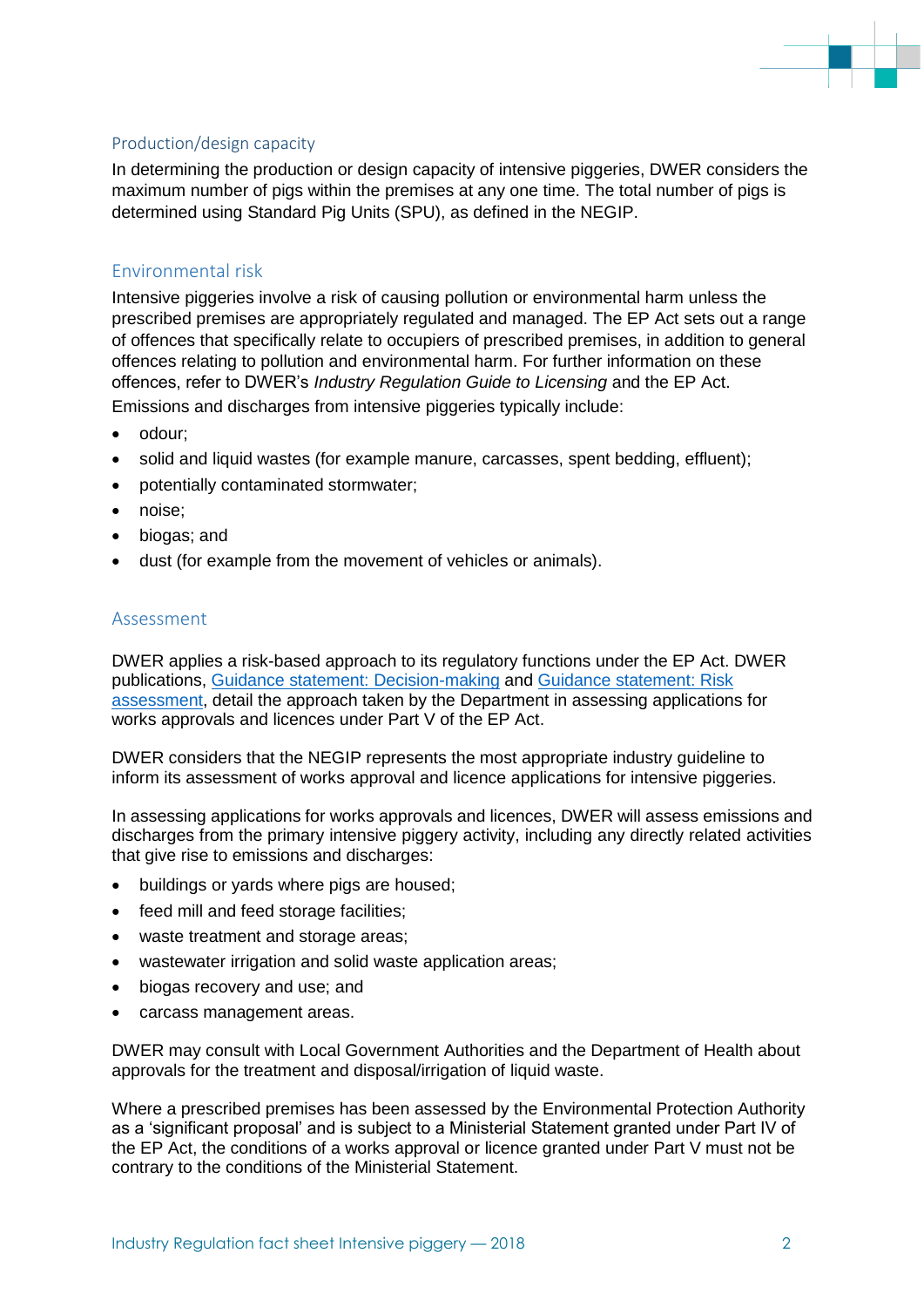## Production/design capacity

In determining the production or design capacity of intensive piggeries, DWER considers the maximum number of pigs within the premises at any one time. The total number of pigs is determined using Standard Pig Units (SPU), as defined in the NEGIP.

## Environmental risk

Intensive piggeries involve a risk of causing pollution or environmental harm unless the prescribed premises are appropriately regulated and managed. The EP Act sets out a range of offences that specifically relate to occupiers of prescribed premises, in addition to general offences relating to pollution and environmental harm. For further information on these offences, refer to DWER's *Industry Regulation Guide to Licensing* and the EP Act.

Emissions and discharges from intensive piggeries typically include:

- odour;
- solid and liquid wastes (for example manure, carcasses, spent bedding, effluent);
- potentially contaminated stormwater;
- noise;
- biogas; and
- dust (for example from the movement of vehicles or animals).

## Assessment

DWER applies a risk-based approach to its regulatory functions under the EP Act. DWER publications, Guidance statement: Decision-making and Guidance statement: Risk assessment, detail the approach taken by the Department in assessing applications for works approvals and licences under Part V of the EP Act.

DWER considers that the NEGIP represents the most appropriate industry guideline to inform its assessment of works approval and licence applications for intensive piggeries.

In assessing applications for works approvals and licences, DWER will assess emissions and discharges from the primary intensive piggery activity, including any directly related activities that give rise to emissions and discharges:

- buildings or yards where pigs are housed;
- feed mill and feed storage facilities;
- waste treatment and storage areas;
- wastewater irrigation and solid waste application areas;
- biogas recovery and use; and
- carcass management areas.

DWER may consult with Local Government Authorities and the Department of Health about approvals for the treatment and disposal/irrigation of liquid waste.

Where a prescribed premises has been assessed by the Environmental Protection Authority as a 'significant proposal' and is subject to a Ministerial Statement granted under Part IV of the EP Act, the conditions of a works approval or licence granted under Part V must not be contrary to the conditions of the Ministerial Statement.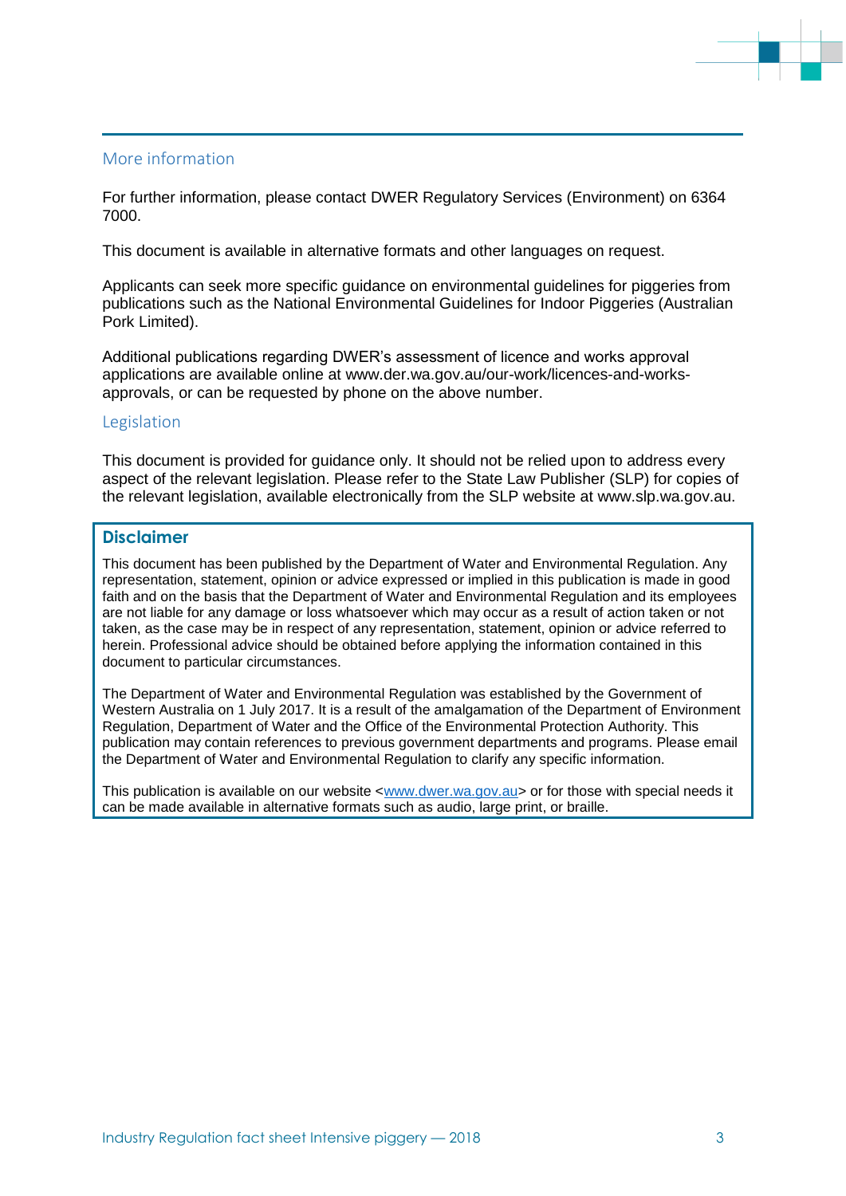## More information

For further information, please contact DWER Regulatory Services (Environment) on 6364 7000.

This document is available in alternative formats and other languages on request.

Applicants can seek more specific guidance on environmental guidelines for piggeries from publications such as the National Environmental Guidelines for Indoor Piggeries (Australian Pork Limited).

Additional publications regarding DWER's assessment of licence and works approval applications are available online at www.der.wa.gov.au/our-work/licences-and-works-approvals, or can be requested by phone on the above number.

## Legislation

This document is provided for guidance only. It should not be relied upon to address every aspect of the relevant legislation. Please refer to the State Law Publisher (SLP) for copies of the relevant legislation, available electronically from the SLP website at www.slp.wa.gov.au.

## Disclaimer

This document has been published by the Department of Water and Environmental Regulation. Any representation, statement, opinion or advice expressed or implied in this publication is made in good faith and on the basis that the Department of Water and Environmental Regulation and its employees are not liable for any damage or loss whatsoever which may occur as a result of action taken or not taken, as the case may be in respect of any representation, statement, opinion or advice referred to herein. Professional advice should be obtained before applying the information contained in this document to particular circumstances.

The Department of Water and Environmental Regulation was established by the Government of Western Australia on 1 July 2017. It is a result of the amalgamation of the Department of Environment Regulation, Department of Water and the Office of the Environmental Protection Authority. This publication may contain references to previous government departments and programs. Please email the Department of Water and Environmental Regulation to clarify any specific information.

This publication is available on our website <www.dwer.wa.gov.au> or for those with special needs it can be made available in alternative formats such as audio, large print, or braille.